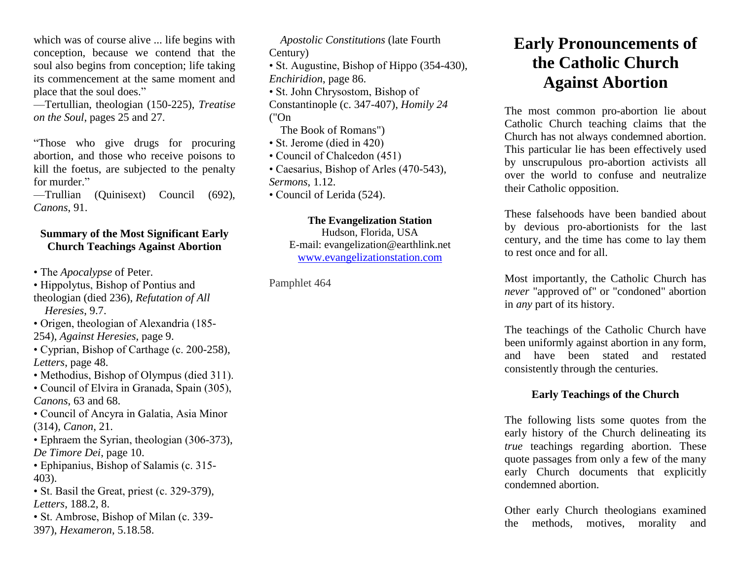which was of course alive ... life begins with conception, because we contend that the soul also begins from conception; life taking its commencement at the same moment and place that the soul does."
—Tertullian, theologian (150-225), *Treatise on the Soul*, pages 25 and 27.

"Those who give drugs for procuring abortion, and those who receive poisons to kill the foetus, are subjected to the penalty for murder."
—Trullian (Quinisext) Council (692), *Canons*, 91.

### Summary of the Most Significant Early Church Teachings Against Abortion

- The *Apocalypse* of Peter.
- Hippolytus, Bishop of Pontius and theologian (died 236), *Refutation of All Heresies*, 9.7.
- Origen, theologian of Alexandria (185-254), *Against Heresies*, page 9.
- Cyprian, Bishop of Carthage (c. 200-258), *Letters*, page 48.
- Methodius, Bishop of Olympus (died 311).
- Council of Elvira in Granada, Spain (305), *Canons*, 63 and 68.
- Council of Ancyra in Galatia, Asia Minor (314), *Canon*, 21.
- Ephraem the Syrian, theologian (306-373), *De Timore Dei*, page 10.
- Ephipanius, Bishop of Salamis (c. 315-403).
- St. Basil the Great, priest (c. 329-379), *Letters*, 188.2, 8.
- St. Ambrose, Bishop of Milan (c. 339-397), *Hexameron*, 5.18.58.
- *Apostolic Constitutions* (late Fourth Century)
- St. Augustine, Bishop of Hippo (354-430), *Enchiridion*, page 86.
- St. John Chrysostom, Bishop of Constantinople (c. 347-407), *Homily 24* ("On The Book of Romans")
- St. Jerome (died in 420)
- Council of Chalcedon (451)
- Caesarius, Bishop of Arles (470-543), *Sermons*, 1.12.
- Council of Lerida (524).

**The Evangelization Station**
Hudson, Florida, USA
E-mail: evangelization@earthlink.net
www.evangelizationstation.com

Pamphlet 464

# Early Pronouncements of the Catholic Church Against Abortion

The most common pro-abortion lie about Catholic Church teaching claims that the Church has not always condemned abortion. This particular lie has been effectively used by unscrupulous pro-abortion activists all over the world to confuse and neutralize their Catholic opposition.

These falsehoods have been bandied about by devious pro-abortionists for the last century, and the time has come to lay them to rest once and for all.

Most importantly, the Catholic Church has *never* "approved of" or "condoned" abortion in *any* part of its history.

The teachings of the Catholic Church have been uniformly against abortion in any form, and have been stated and restated consistently through the centuries.

### Early Teachings of the Church

The following lists some quotes from the early history of the Church delineating its *true* teachings regarding abortion. These quote passages from only a few of the many early Church documents that explicitly condemned abortion.

Other early Church theologians examined the methods, motives, morality and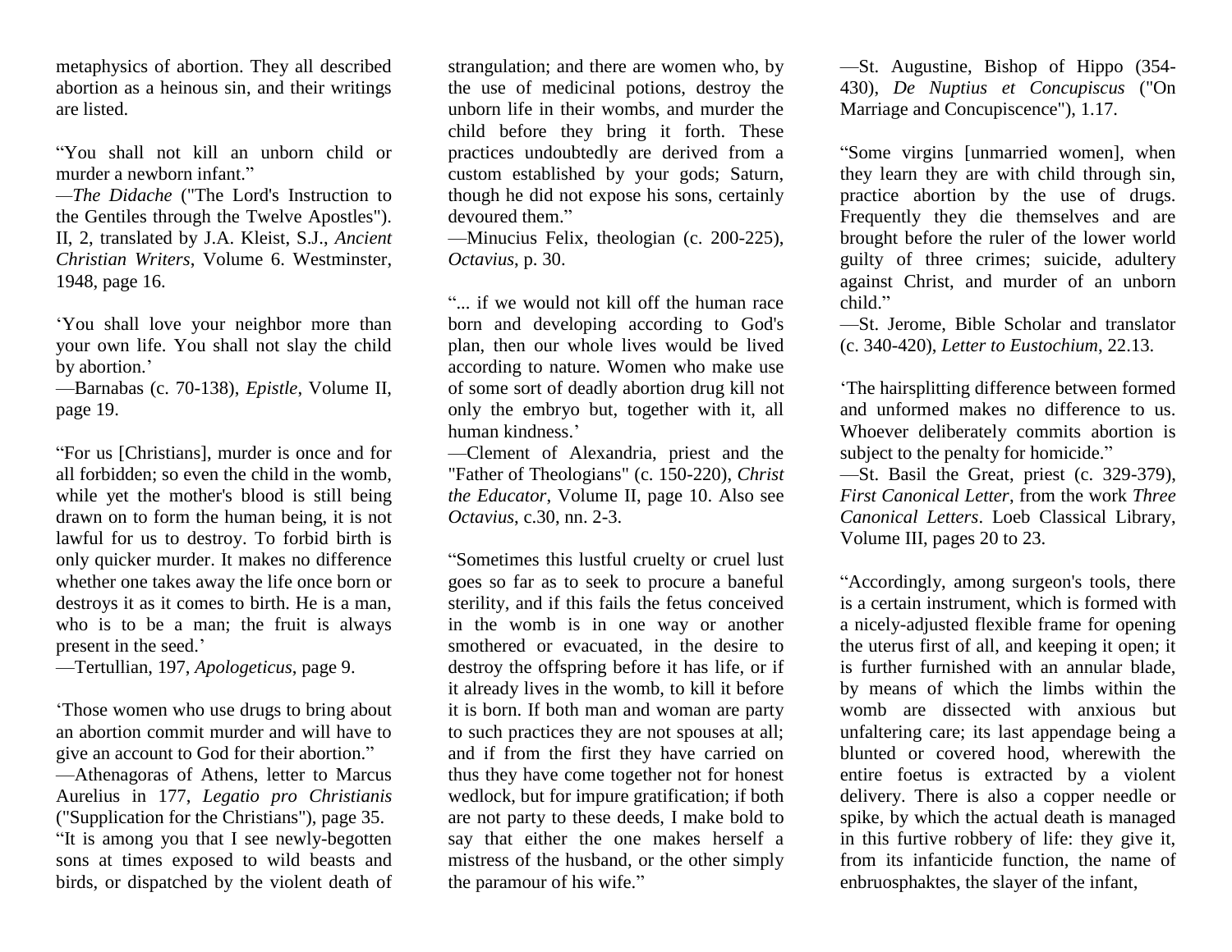metaphysics of abortion. They all described abortion as a heinous sin, and their writings are listed.

"You shall not kill an unborn child or murder a newborn infant."
—*The Didache* ("The Lord's Instruction to the Gentiles through the Twelve Apostles"). II, 2, translated by J.A. Kleist, S.J., *Ancient Christian Writers*, Volume 6. Westminster, 1948, page 16.

'You shall love your neighbor more than your own life. You shall not slay the child by abortion.'
—Barnabas (c. 70-138), *Epistle*, Volume II, page 19.

"For us [Christians], murder is once and for all forbidden; so even the child in the womb, while yet the mother's blood is still being drawn on to form the human being, it is not lawful for us to destroy. To forbid birth is only quicker murder. It makes no difference whether one takes away the life once born or destroys it as it comes to birth. He is a man, who is to be a man; the fruit is always present in the seed.'
—Tertullian, 197, *Apologeticus*, page 9.

'Those women who use drugs to bring about an abortion commit murder and will have to give an account to God for their abortion."
—Athenagoras of Athens, letter to Marcus Aurelius in 177, *Legatio pro Christianis* ("Supplication for the Christians"), page 35.

"It is among you that I see newly-begotten sons at times exposed to wild beasts and birds, or dispatched by the violent death of strangulation; and there are women who, by the use of medicinal potions, destroy the unborn life in their wombs, and murder the child before they bring it forth. These practices undoubtedly are derived from a custom established by your gods; Saturn, though he did not expose his sons, certainly devoured them."
—Minucius Felix, theologian (c. 200-225), *Octavius*, p. 30.

"... if we would not kill off the human race born and developing according to God's plan, then our whole lives would be lived according to nature. Women who make use of some sort of deadly abortion drug kill not only the embryo but, together with it, all human kindness.'
—Clement of Alexandria, priest and the "Father of Theologians" (c. 150-220), *Christ the Educator*, Volume II, page 10. Also see *Octavius*, c.30, nn. 2-3.

"Sometimes this lustful cruelty or cruel lust goes so far as to seek to procure a baneful sterility, and if this fails the fetus conceived in the womb is in one way or another smothered or evacuated, in the desire to destroy the offspring before it has life, or if it already lives in the womb, to kill it before it is born. If both man and woman are party to such practices they are not spouses at all; and if from the first they have carried on thus they have come together not for honest wedlock, but for impure gratification; if both are not party to these deeds, I make bold to say that either the one makes herself a mistress of the husband, or the other simply the paramour of his wife."
—St. Augustine, Bishop of Hippo (354-430), *De Nuptius et Concupiscus* ("On Marriage and Concupiscence"), 1.17.

"Some virgins [unmarried women], when they learn they are with child through sin, practice abortion by the use of drugs. Frequently they die themselves and are brought before the ruler of the lower world guilty of three crimes; suicide, adultery against Christ, and murder of an unborn child."
—St. Jerome, Bible Scholar and translator (c. 340-420), *Letter to Eustochium*, 22.13.

'The hairsplitting difference between formed and unformed makes no difference to us. Whoever deliberately commits abortion is subject to the penalty for homicide."
—St. Basil the Great, priest (c. 329-379), *First Canonical Letter*, from the work *Three Canonical Letters*. Loeb Classical Library, Volume III, pages 20 to 23.

"Accordingly, among surgeon's tools, there is a certain instrument, which is formed with a nicely-adjusted flexible frame for opening the uterus first of all, and keeping it open; it is further furnished with an annular blade, by means of which the limbs within the womb are dissected with anxious but unfaltering care; its last appendage being a blunted or covered hood, wherewith the entire foetus is extracted by a violent delivery. There is also a copper needle or spike, by which the actual death is managed in this furtive robbery of life: they give it, from its infanticide function, the name of enbruosphaktes, the slayer of the infant,